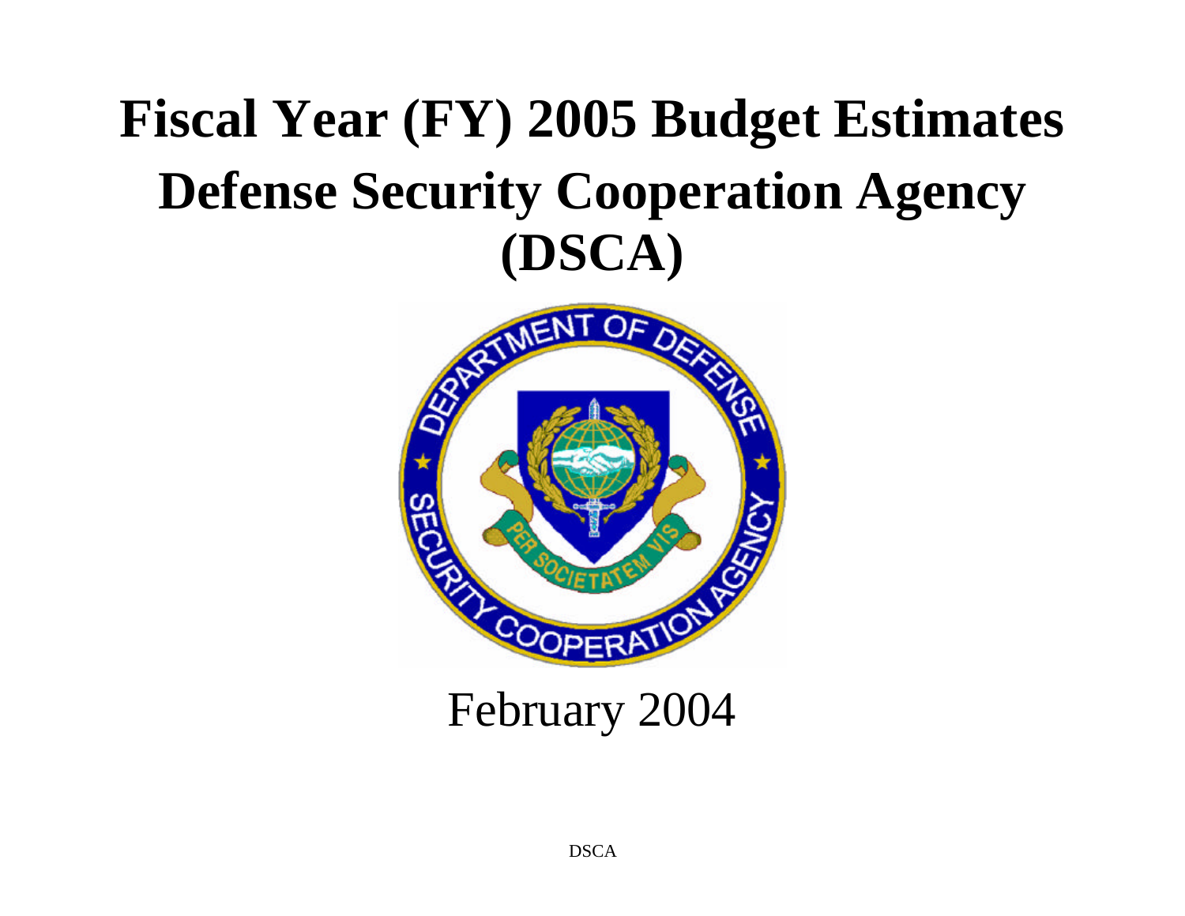# Fiscal Year (FY) 2005 Budget Estimates
# Defense Security Cooperation Agency (DSCA)

February 2004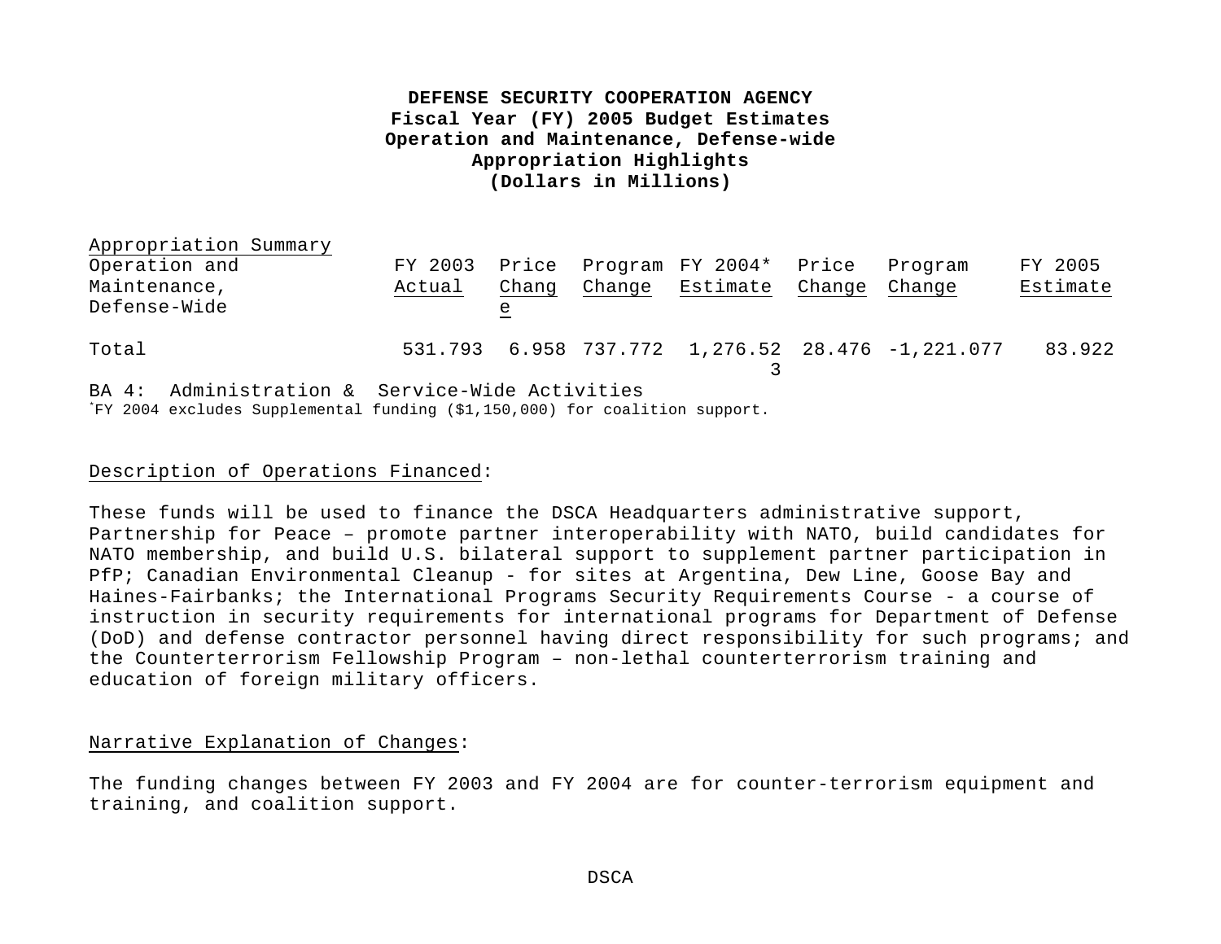**DEFENSE SECURITY COOPERATION AGENCY**
**Fiscal Year (FY) 2005 Budget Estimates**
**Operation and Maintenance, Defense-wide**
**Appropriation Highlights**
**(Dollars in Millions)**

Appropriation Summary

| Operation and Maintenance, Defense-Wide | FY 2003 Actual | Price Change | Program Change | FY 2004* Estimate | Price Change | Program Change | FY 2005 Estimate |
|---|---|---|---|---|---|---|---|
| Total | 531.793 | 6.958 | 737.772 | 1,276.523 | 28.476 | -1,221.077 | 83.922 |

BA 4: Administration & Service-Wide Activities

*FY 2004 excludes Supplemental funding ($1,150,000) for coalition support.

Description of Operations Financed:

These funds will be used to finance the DSCA Headquarters administrative support, Partnership for Peace – promote partner interoperability with NATO, build candidates for NATO membership, and build U.S. bilateral support to supplement partner participation in PfP; Canadian Environmental Cleanup - for sites at Argentina, Dew Line, Goose Bay and Haines-Fairbanks; the International Programs Security Requirements Course - a course of instruction in security requirements for international programs for Department of Defense (DoD) and defense contractor personnel having direct responsibility for such programs; and the Counterterrorism Fellowship Program – non-lethal counterterrorism training and education of foreign military officers.

Narrative Explanation of Changes:

The funding changes between FY 2003 and FY 2004 are for counter-terrorism equipment and training, and coalition support.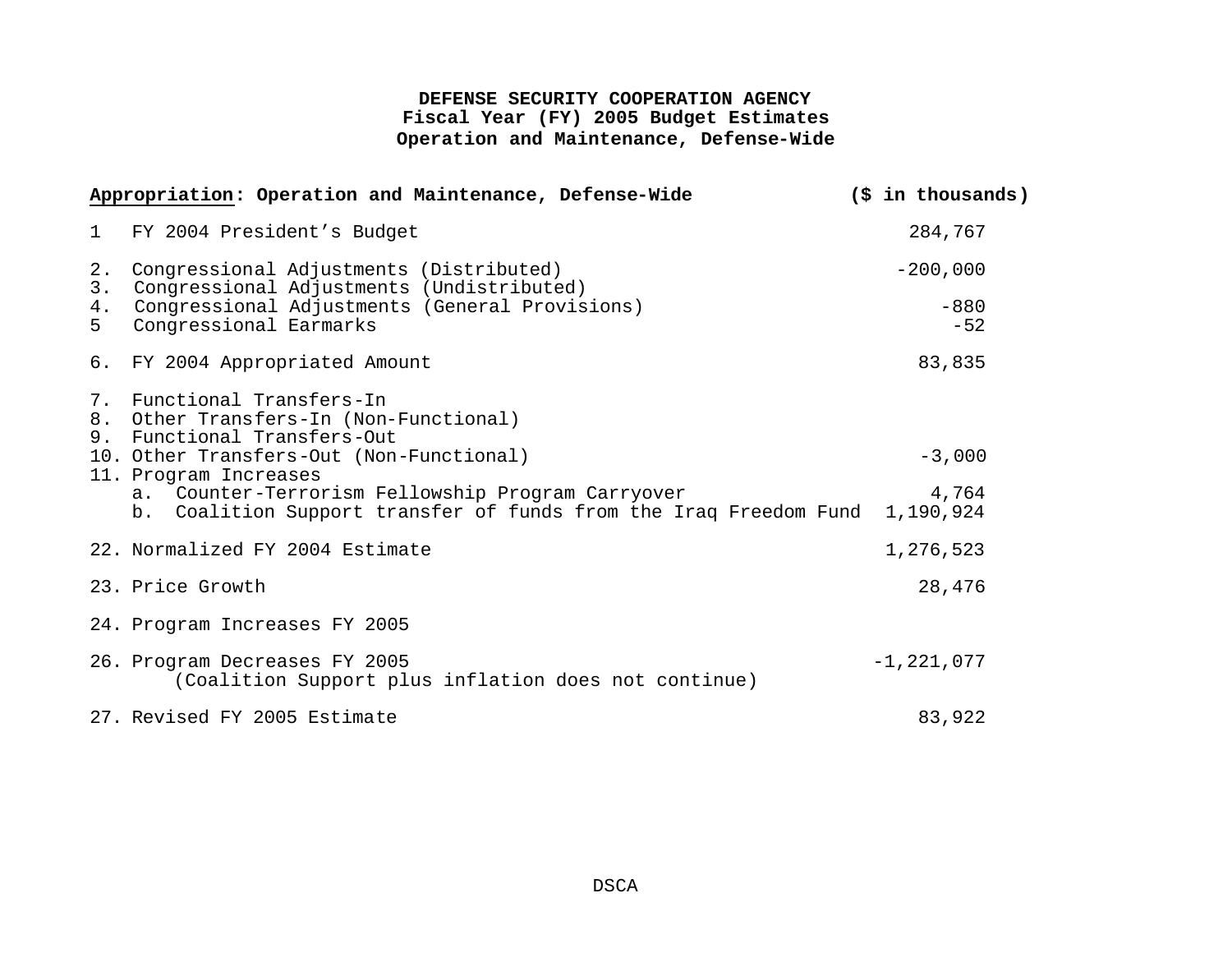**DEFENSE SECURITY COOPERATION AGENCY**
**Fiscal Year (FY) 2005 Budget Estimates**
**Operation and Maintenance, Defense-Wide**

| <u>Appropriation</u>: **Operation and Maintenance, Defense-Wide** | **($ in thousands)** |
|---|---|
| 1 FY 2004 President's Budget | 284,767 |
| 2. Congressional Adjustments (Distributed) | -200,000 |
| 3. Congressional Adjustments (Undistributed) | |
| 4. Congressional Adjustments (General Provisions) | -880 |
| 5 Congressional Earmarks | -52 |
| 6. FY 2004 Appropriated Amount | 83,835 |
| 7. Functional Transfers-In | |
| 8. Other Transfers-In (Non-Functional) | |
| 9. Functional Transfers-Out | |
| 10. Other Transfers-Out (Non-Functional) | -3,000 |
| 11. Program Increases | |
| a. Counter-Terrorism Fellowship Program Carryover | 4,764 |
| b. Coalition Support transfer of funds from the Iraq Freedom Fund | 1,190,924 |
| 22. Normalized FY 2004 Estimate | 1,276,523 |
| 23. Price Growth | 28,476 |
| 24. Program Increases FY 2005 | |
| 26. Program Decreases FY 2005 (Coalition Support plus inflation does not continue) | -1,221,077 |
| 27. Revised FY 2005 Estimate | 83,922 |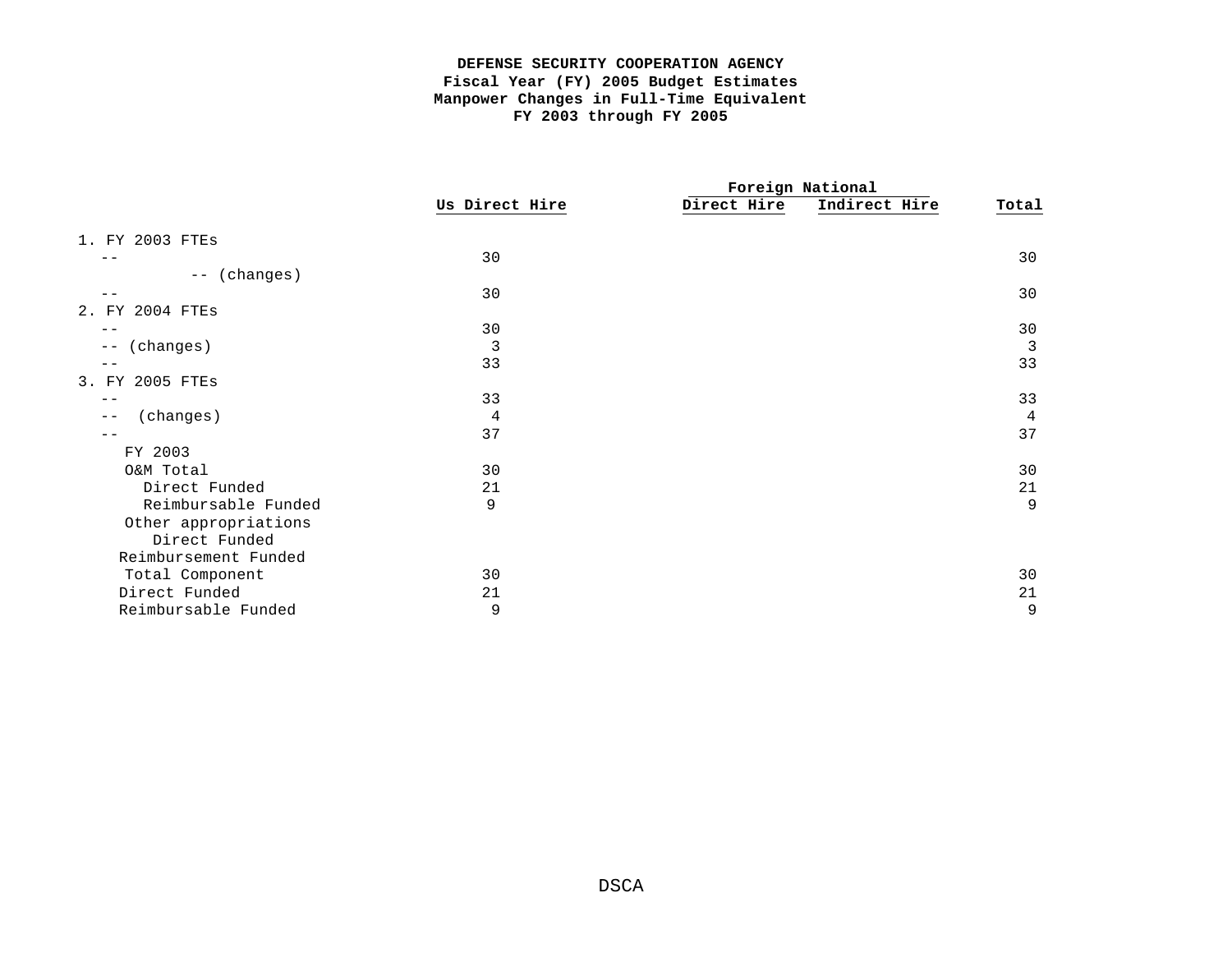**DEFENSE SECURITY COOPERATION AGENCY**
**Fiscal Year (FY) 2005 Budget Estimates**
**Manpower Changes in Full-Time Equivalent**
**FY 2003 through FY 2005**

| | Us Direct Hire | Foreign National Direct Hire | Foreign National Indirect Hire | Total |
|---|---|---|---|---|
| 1. FY 2003 FTEs | | | | |
| -- | 30 | | | 30 |
| -- (changes) | | | | |
| -- | 30 | | | 30 |
| 2. FY 2004 FTEs | | | | |
| -- | 30 | | | 30 |
| -- (changes) | 3 | | | 3 |
| -- | 33 | | | 33 |
| 3. FY 2005 FTEs | | | | |
| -- | 33 | | | 33 |
| -- (changes) | 4 | | | 4 |
| -- | 37 | | | 37 |
| FY 2003 | | | | |
| O&M Total | 30 | | | 30 |
| Direct Funded | 21 | | | 21 |
| Reimbursable Funded | 9 | | | 9 |
| Other appropriations | | | | |
| Direct Funded | | | | |
| Reimbursement Funded | | | | |
| Total Component | 30 | | | 30 |
| Direct Funded | 21 | | | 21 |
| Reimbursable Funded | 9 | | | 9 |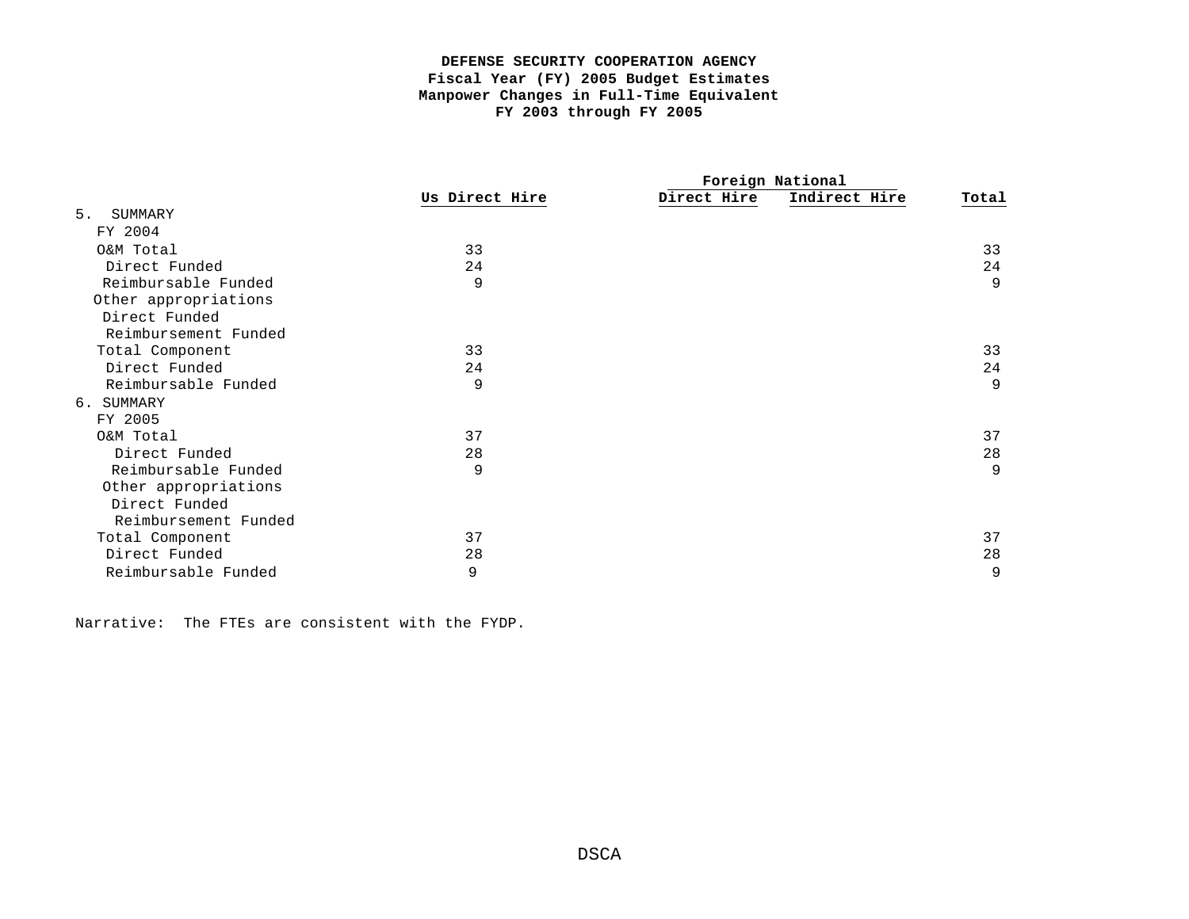**DEFENSE SECURITY COOPERATION AGENCY**
**Fiscal Year (FY) 2005 Budget Estimates**
**Manpower Changes in Full-Time Equivalent**
**FY 2003 through FY 2005**

| | Us Direct Hire | Foreign National | | Total |
|---|---|---|---|---|
| | | Direct Hire | Indirect Hire | |
| 5. SUMMARY | | | | |
| FY 2004 | | | | |
| O&M Total | 33 | | | 33 |
| Direct Funded | 24 | | | 24 |
| Reimbursable Funded | 9 | | | 9 |
| Other appropriations | | | | |
| Direct Funded | | | | |
| Reimbursement Funded | | | | |
| Total Component | 33 | | | 33 |
| Direct Funded | 24 | | | 24 |
| Reimbursable Funded | 9 | | | 9 |
| 6. SUMMARY | | | | |
| FY 2005 | | | | |
| O&M Total | 37 | | | 37 |
| Direct Funded | 28 | | | 28 |
| Reimbursable Funded | 9 | | | 9 |
| Other appropriations | | | | |
| Direct Funded | | | | |
| Reimbursement Funded | | | | |
| Total Component | 37 | | | 37 |
| Direct Funded | 28 | | | 28 |
| Reimbursable Funded | 9 | | | 9 |

Narrative: The FTEs are consistent with the FYDP.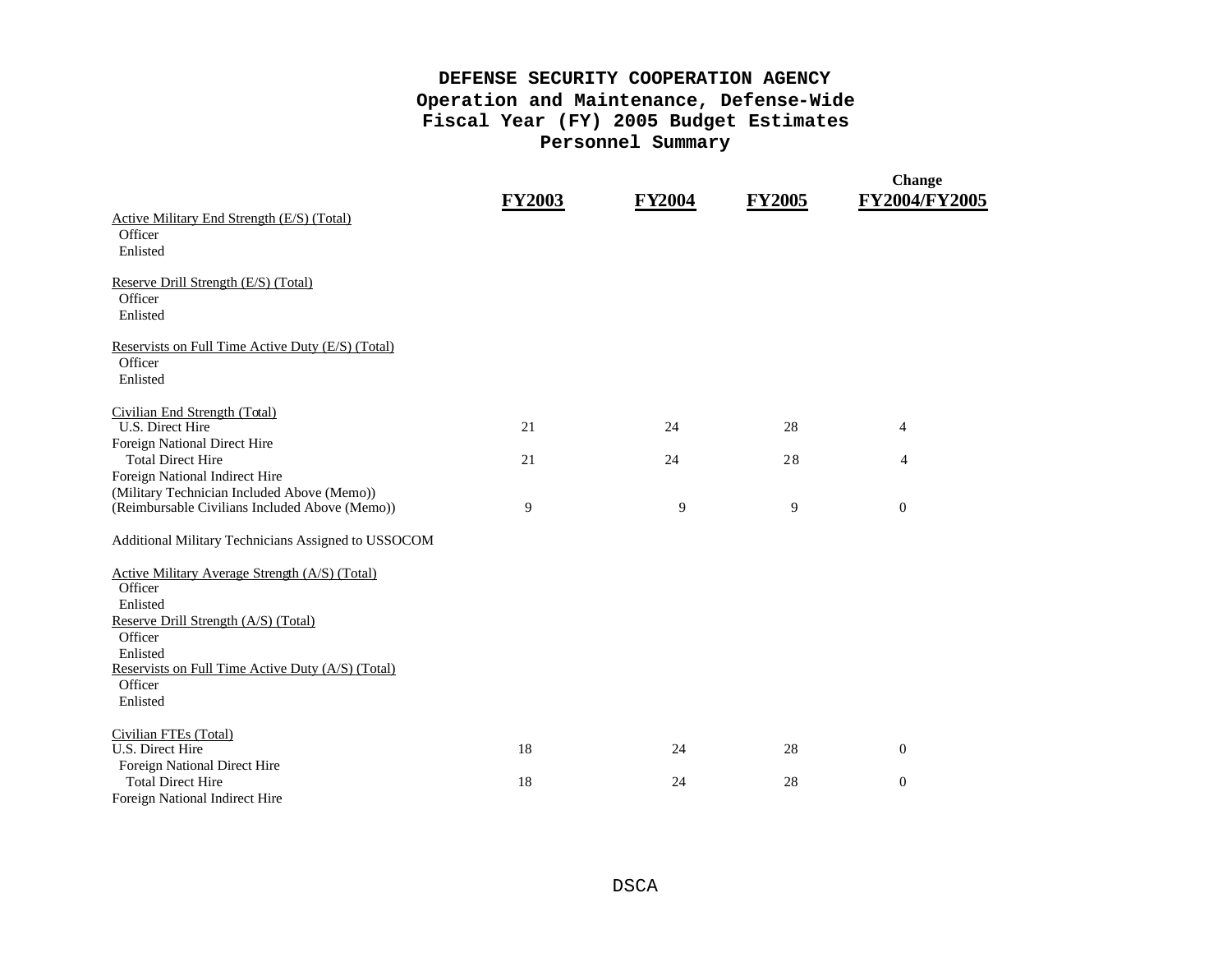# DEFENSE SECURITY COOPERATION AGENCY
## Operation and Maintenance, Defense-Wide
## Fiscal Year (FY) 2005 Budget Estimates
## Personnel Summary

| | FY2003 | FY2004 | FY2005 | Change FY2004/FY2005 |
|---|---|---|---|---|
| Active Military End Strength (E/S) (Total) | | | | |
| Officer | | | | |
| Enlisted | | | | |
| Reserve Drill Strength (E/S) (Total) | | | | |
| Officer | | | | |
| Enlisted | | | | |
| Reservists on Full Time Active Duty (E/S) (Total) | | | | |
| Officer | | | | |
| Enlisted | | | | |
| Civilian End Strength (Total) | | | | |
| U.S. Direct Hire | 21 | 24 | 28 | 4 |
| Foreign National Direct Hire | | | | |
| Total Direct Hire | 21 | 24 | 28 | 4 |
| Foreign National Indirect Hire | | | | |
| (Military Technician Included Above (Memo)) | | | | |
| (Reimbursable Civilians Included Above (Memo)) | 9 | 9 | 9 | 0 |
| Additional Military Technicians Assigned to USSOCOM | | | | |
| Active Military Average Strength (A/S) (Total) | | | | |
| Officer | | | | |
| Enlisted | | | | |
| Reserve Drill Strength (A/S) (Total) | | | | |
| Officer | | | | |
| Enlisted | | | | |
| Reservists on Full Time Active Duty (A/S) (Total) | | | | |
| Officer | | | | |
| Enlisted | | | | |
| Civilian FTEs (Total) | | | | |
| U.S. Direct Hire | 18 | 24 | 28 | 0 |
| Foreign National Direct Hire | | | | |
| Total Direct Hire | 18 | 24 | 28 | 0 |
| Foreign National Indirect Hire | | | | |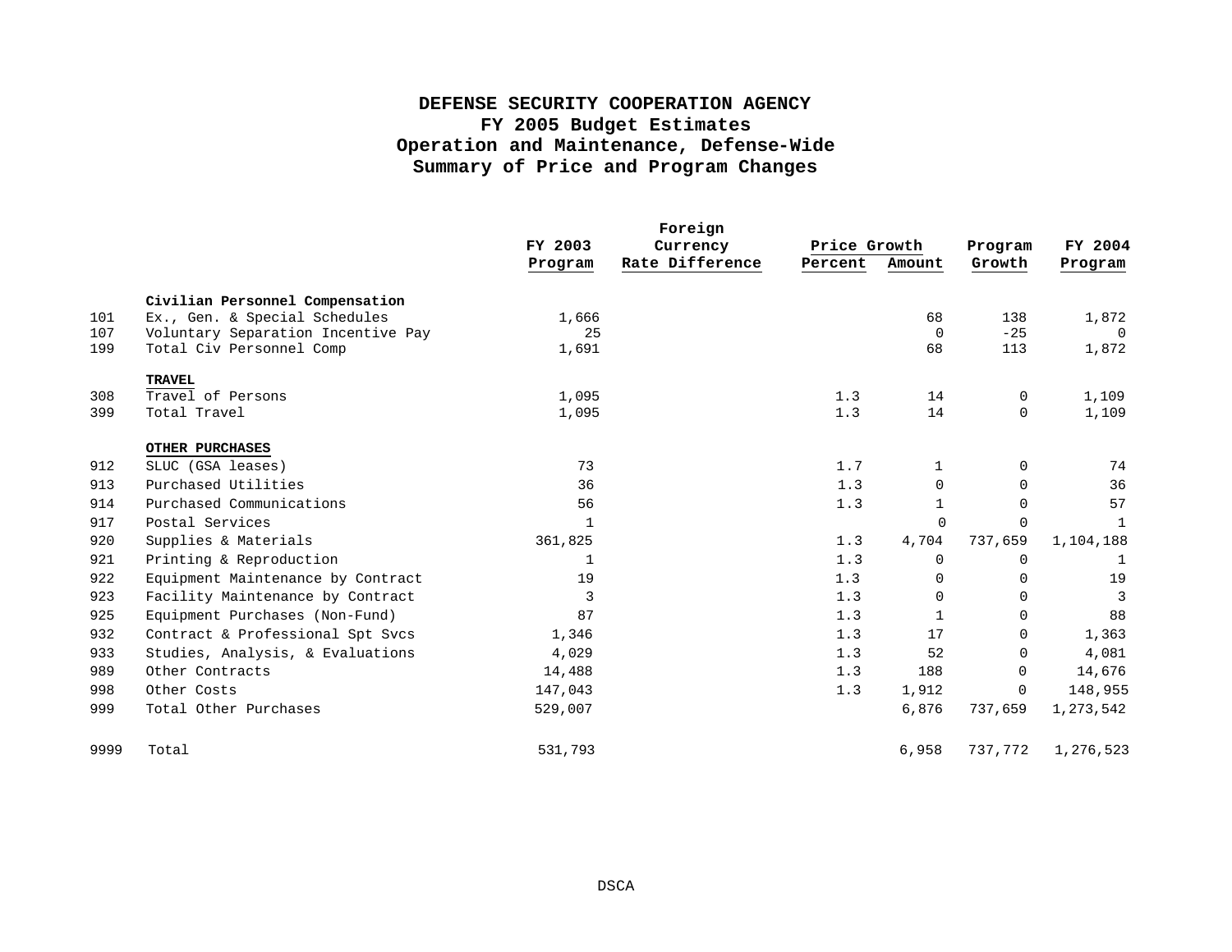# DEFENSE SECURITY COOPERATION AGENCY
## FY 2005 Budget Estimates
## Operation and Maintenance, Defense-Wide
## Summary of Price and Program Changes

| | | FY 2003 Program | Foreign Currency Rate Difference | Price Growth Percent | Price Growth Amount | Program Growth | FY 2004 Program |
|---|---|---|---|---|---|---|---|
| | **Civilian Personnel Compensation** | | | | | | |
| 101 | Ex., Gen. & Special Schedules | 1,666 | | | 68 | 138 | 1,872 |
| 107 | Voluntary Separation Incentive Pay | 25 | | | 0 | -25 | 0 |
| 199 | Total Civ Personnel Comp | 1,691 | | | 68 | 113 | 1,872 |
| | **TRAVEL** | | | | | | |
| 308 | Travel of Persons | 1,095 | | 1.3 | 14 | 0 | 1,109 |
| 399 | Total Travel | 1,095 | | 1.3 | 14 | 0 | 1,109 |
| | **OTHER PURCHASES** | | | | | | |
| 912 | SLUC (GSA leases) | 73 | | 1.7 | 1 | 0 | 74 |
| 913 | Purchased Utilities | 36 | | 1.3 | 0 | 0 | 36 |
| 914 | Purchased Communications | 56 | | 1.3 | 1 | 0 | 57 |
| 917 | Postal Services | 1 | | | 0 | 0 | 1 |
| 920 | Supplies & Materials | 361,825 | | 1.3 | 4,704 | 737,659 | 1,104,188 |
| 921 | Printing & Reproduction | 1 | | 1.3 | 0 | 0 | 1 |
| 922 | Equipment Maintenance by Contract | 19 | | 1.3 | 0 | 0 | 19 |
| 923 | Facility Maintenance by Contract | 3 | | 1.3 | 0 | 0 | 3 |
| 925 | Equipment Purchases (Non-Fund) | 87 | | 1.3 | 1 | 0 | 88 |
| 932 | Contract & Professional Spt Svcs | 1,346 | | 1.3 | 17 | 0 | 1,363 |
| 933 | Studies, Analysis, & Evaluations | 4,029 | | 1.3 | 52 | 0 | 4,081 |
| 989 | Other Contracts | 14,488 | | 1.3 | 188 | 0 | 14,676 |
| 998 | Other Costs | 147,043 | | 1.3 | 1,912 | 0 | 148,955 |
| 999 | Total Other Purchases | 529,007 | | | 6,876 | 737,659 | 1,273,542 |
| 9999 | Total | 531,793 | | | 6,958 | 737,772 | 1,276,523 |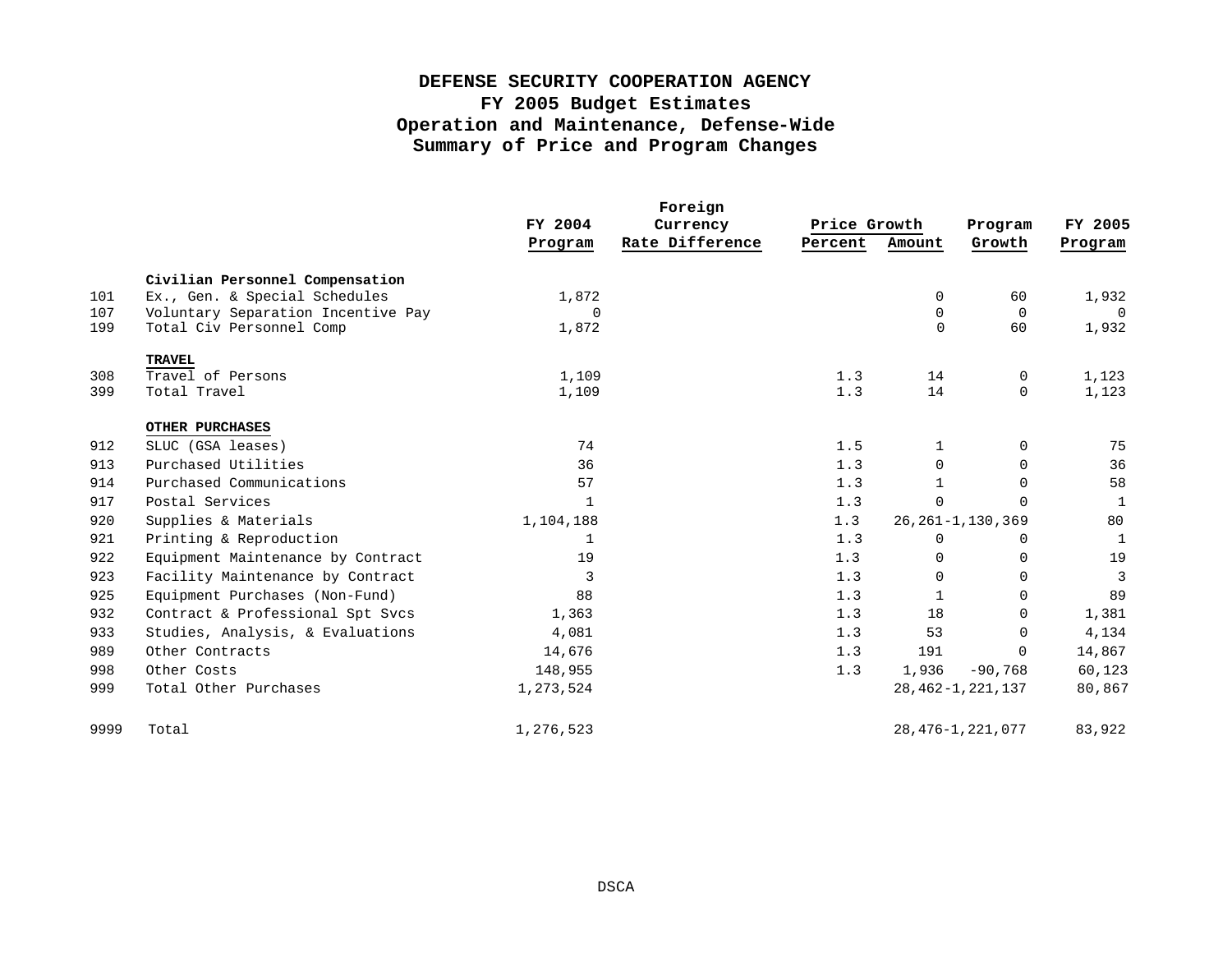# DEFENSE SECURITY COOPERATION AGENCY
## FY 2005 Budget Estimates
## Operation and Maintenance, Defense-Wide
## Summary of Price and Program Changes

| | | FY 2004 Program | Foreign Currency Rate Difference | Price Growth Percent | Price Growth Amount | Program Growth | FY 2005 Program |
|---|---|---|---|---|---|---|---|
| | **Civilian Personnel Compensation** | | | | | | |
| 101 | Ex., Gen. & Special Schedules | 1,872 | | | 0 | 60 | 1,932 |
| 107 | Voluntary Separation Incentive Pay | 0 | | | 0 | 0 | 0 |
| 199 | Total Civ Personnel Comp | 1,872 | | | 0 | 60 | 1,932 |
| | **TRAVEL** | | | | | | |
| 308 | Travel of Persons | 1,109 | | 1.3 | 14 | 0 | 1,123 |
| 399 | Total Travel | 1,109 | | 1.3 | 14 | 0 | 1,123 |
| | **OTHER PURCHASES** | | | | | | |
| 912 | SLUC (GSA leases) | 74 | | 1.5 | 1 | 0 | 75 |
| 913 | Purchased Utilities | 36 | | 1.3 | 0 | 0 | 36 |
| 914 | Purchased Communications | 57 | | 1.3 | 1 | 0 | 58 |
| 917 | Postal Services | 1 | | 1.3 | 0 | 0 | 1 |
| 920 | Supplies & Materials | 1,104,188 | | 1.3 | 26,261 | -1,130,369 | 80 |
| 921 | Printing & Reproduction | 1 | | 1.3 | 0 | 0 | 1 |
| 922 | Equipment Maintenance by Contract | 19 | | 1.3 | 0 | 0 | 19 |
| 923 | Facility Maintenance by Contract | 3 | | 1.3 | 0 | 0 | 3 |
| 925 | Equipment Purchases (Non-Fund) | 88 | | 1.3 | 1 | 0 | 89 |
| 932 | Contract & Professional Spt Svcs | 1,363 | | 1.3 | 18 | 0 | 1,381 |
| 933 | Studies, Analysis, & Evaluations | 4,081 | | 1.3 | 53 | 0 | 4,134 |
| 989 | Other Contracts | 14,676 | | 1.3 | 191 | 0 | 14,867 |
| 998 | Other Costs | 148,955 | | 1.3 | 1,936 | -90,768 | 60,123 |
| 999 | Total Other Purchases | 1,273,524 | | | 28,462 | -1,221,137 | 80,867 |
| 9999 | Total | 1,276,523 | | | 28,476 | -1,221,077 | 83,922 |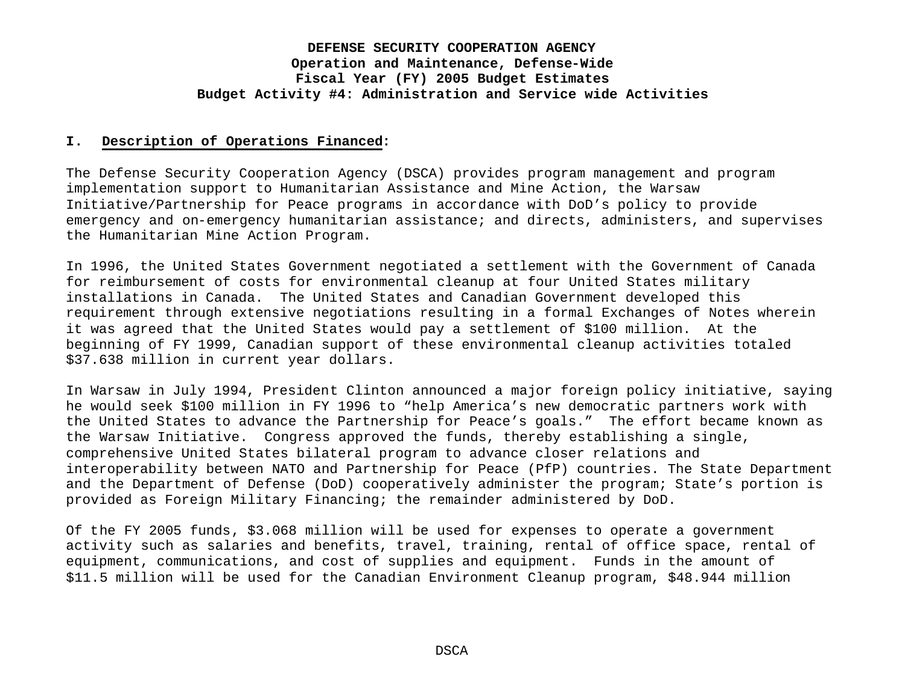**DEFENSE SECURITY COOPERATION AGENCY**
**Operation and Maintenance, Defense-Wide**
**Fiscal Year (FY) 2005 Budget Estimates**
**Budget Activity #4: Administration and Service wide Activities**

## I. Description of Operations Financed:

The Defense Security Cooperation Agency (DSCA) provides program management and program implementation support to Humanitarian Assistance and Mine Action, the Warsaw Initiative/Partnership for Peace programs in accordance with DoD's policy to provide emergency and on-emergency humanitarian assistance; and directs, administers, and supervises the Humanitarian Mine Action Program.

In 1996, the United States Government negotiated a settlement with the Government of Canada for reimbursement of costs for environmental cleanup at four United States military installations in Canada. The United States and Canadian Government developed this requirement through extensive negotiations resulting in a formal Exchanges of Notes wherein it was agreed that the United States would pay a settlement of $100 million. At the beginning of FY 1999, Canadian support of these environmental cleanup activities totaled $37.638 million in current year dollars.

In Warsaw in July 1994, President Clinton announced a major foreign policy initiative, saying he would seek $100 million in FY 1996 to "help America's new democratic partners work with the United States to advance the Partnership for Peace's goals." The effort became known as the Warsaw Initiative. Congress approved the funds, thereby establishing a single, comprehensive United States bilateral program to advance closer relations and interoperability between NATO and Partnership for Peace (PfP) countries. The State Department and the Department of Defense (DoD) cooperatively administer the program; State's portion is provided as Foreign Military Financing; the remainder administered by DoD.

Of the FY 2005 funds, $3.068 million will be used for expenses to operate a government activity such as salaries and benefits, travel, training, rental of office space, rental of equipment, communications, and cost of supplies and equipment. Funds in the amount of $11.5 million will be used for the Canadian Environment Cleanup program, $48.944 million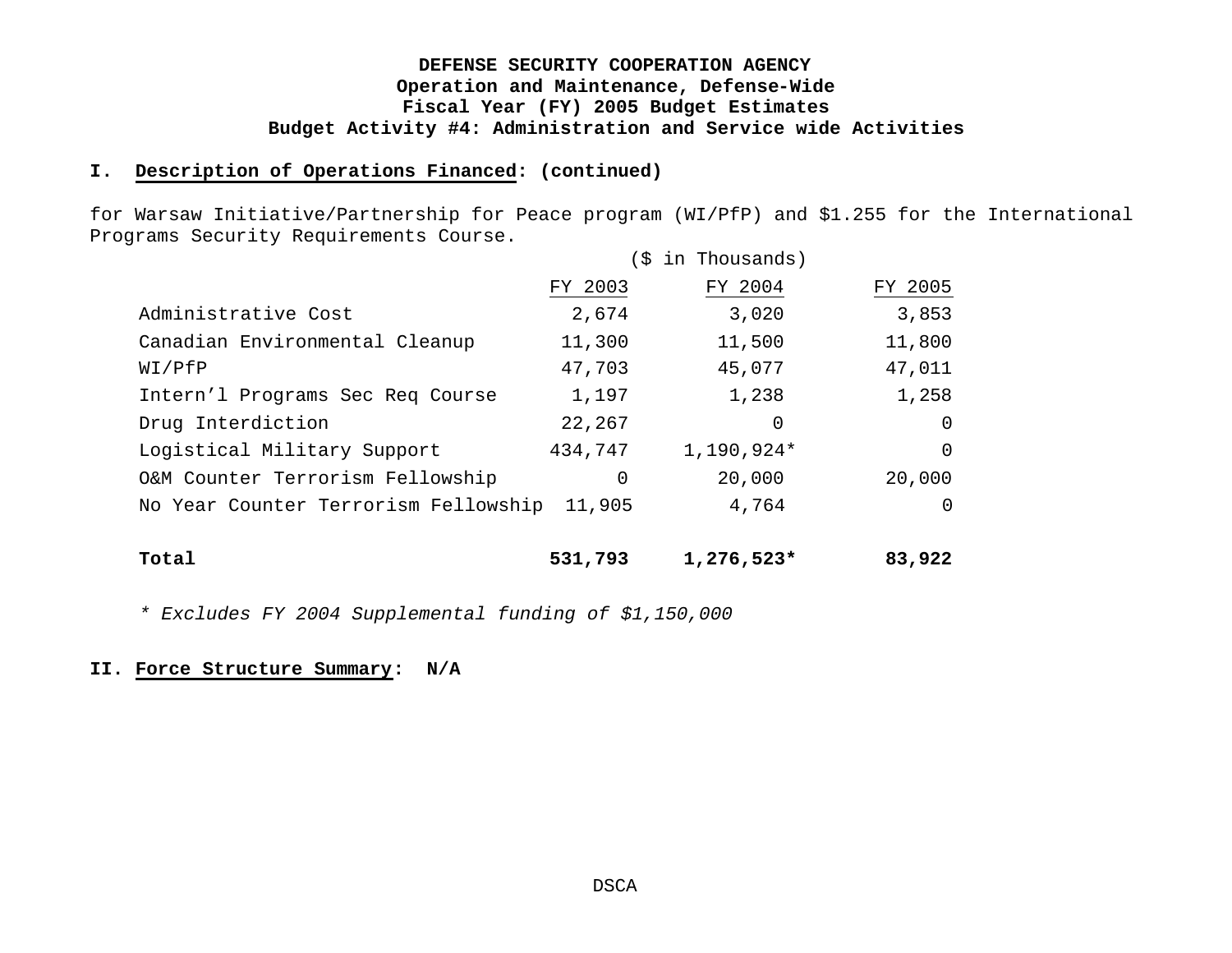**DEFENSE SECURITY COOPERATION AGENCY**
**Operation and Maintenance, Defense-Wide**
**Fiscal Year (FY) 2005 Budget Estimates**
**Budget Activity #4: Administration and Service wide Activities**

## I. Description of Operations Financed: (continued)

for Warsaw Initiative/Partnership for Peace program (WI/PfP) and $1.255 for the International Programs Security Requirements Course.

| ($ in Thousands) | FY 2003 | FY 2004 | FY 2005 |
|---|---|---|---|
| Administrative Cost | 2,674 | 3,020 | 3,853 |
| Canadian Environmental Cleanup | 11,300 | 11,500 | 11,800 |
| WI/PfP | 47,703 | 45,077 | 47,011 |
| Intern'l Programs Sec Req Course | 1,197 | 1,238 | 1,258 |
| Drug Interdiction | 22,267 | 0 | 0 |
| Logistical Military Support | 434,747 | 1,190,924* | 0 |
| O&M Counter Terrorism Fellowship | 0 | 20,000 | 20,000 |
| No Year Counter Terrorism Fellowship | 11,905 | 4,764 | 0 |
| **Total** | **531,793** | **1,276,523*** | **83,922** |

*\* Excludes FY 2004 Supplemental funding of $1,150,000*

## II. Force Structure Summary: N/A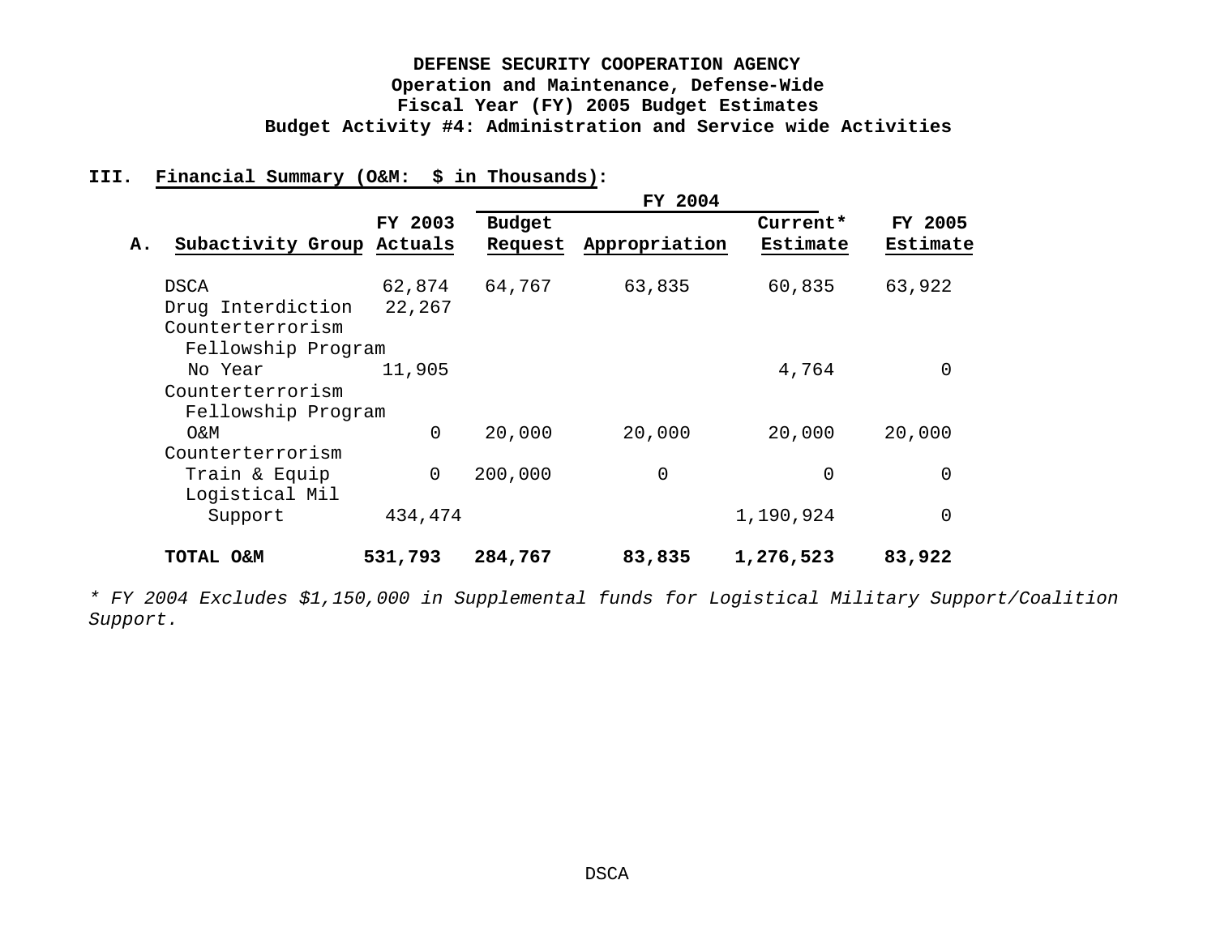**DEFENSE SECURITY COOPERATION AGENCY**
**Operation and Maintenance, Defense-Wide**
**Fiscal Year (FY) 2005 Budget Estimates**
**Budget Activity #4: Administration and Service wide Activities**

**III. Financial Summary (O&M: $ in Thousands):**

| A. Subactivity Group | FY 2003 Actuals | FY 2004 Budget Request | FY 2004 Appropriation | FY 2004 Current* Estimate | FY 2005 Estimate |
|---|---|---|---|---|---|
| DSCA | 62,874 | 64,767 | 63,835 | 60,835 | 63,922 |
| Drug Interdiction | 22,267 | | | | |
| Counterterrorism Fellowship Program No Year | 11,905 | | | 4,764 | 0 |
| Counterterrorism Fellowship Program O&M | 0 | 20,000 | 20,000 | 20,000 | 20,000 |
| Counterterrorism Train & Equip | 0 | 200,000 | 0 | 0 | 0 |
| Logistical Mil Support | 434,474 | | | 1,190,924 | 0 |
| **TOTAL O&M** | **531,793** | **284,767** | **83,835** | **1,276,523** | **83,922** |

*\* FY 2004 Excludes $1,150,000 in Supplemental funds for Logistical Military Support/Coalition Support.*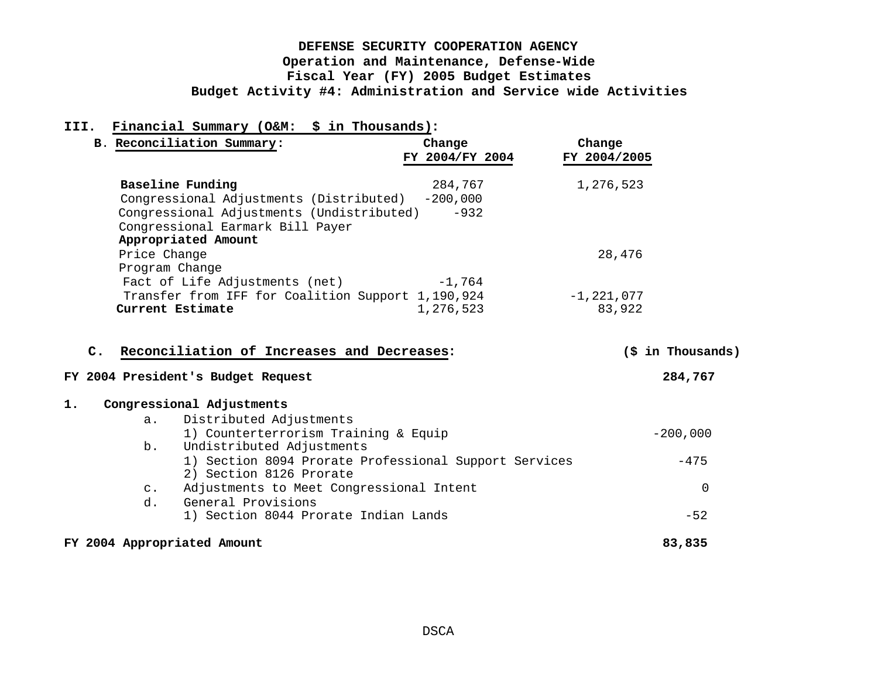**DEFENSE SECURITY COOPERATION AGENCY**
**Operation and Maintenance, Defense-Wide**
**Fiscal Year (FY) 2005 Budget Estimates**
**Budget Activity #4: Administration and Service wide Activities**

**III. Financial Summary (O&M: $ in Thousands):**

**B. Reconciliation Summary:**

| | Change FY 2004/FY 2004 | Change FY 2004/2005 |
|---|---|---|
| **Baseline Funding** | 284,767 | 1,276,523 |
| Congressional Adjustments (Distributed) | -200,000 | |
| Congressional Adjustments (Undistributed) | -932 | |
| Congressional Earmark Bill Payer | | |
| **Appropriated Amount** | | |
| Price Change | | 28,476 |
| Program Change | | |
| Fact of Life Adjustments (net) | -1,764 | |
| Transfer from IFF for Coalition Support | 1,190,924 | -1,221,077 |
| **Current Estimate** | 1,276,523 | 83,922 |

**C. Reconciliation of Increases and Decreases:**

| | ($ in Thousands) |
|---|---|
| **FY 2004 President's Budget Request** | **284,767** |
| **1. Congressional Adjustments** | |
| a. Distributed Adjustments | |
| 1) Counterterrorism Training & Equip | -200,000 |
| b. Undistributed Adjustments | |
| 1) Section 8094 Prorate Professional Support Services | -475 |
| 2) Section 8126 Prorate | |
| c. Adjustments to Meet Congressional Intent | 0 |
| d. General Provisions | |
| 1) Section 8044 Prorate Indian Lands | -52 |
| **FY 2004 Appropriated Amount** | **83,835** |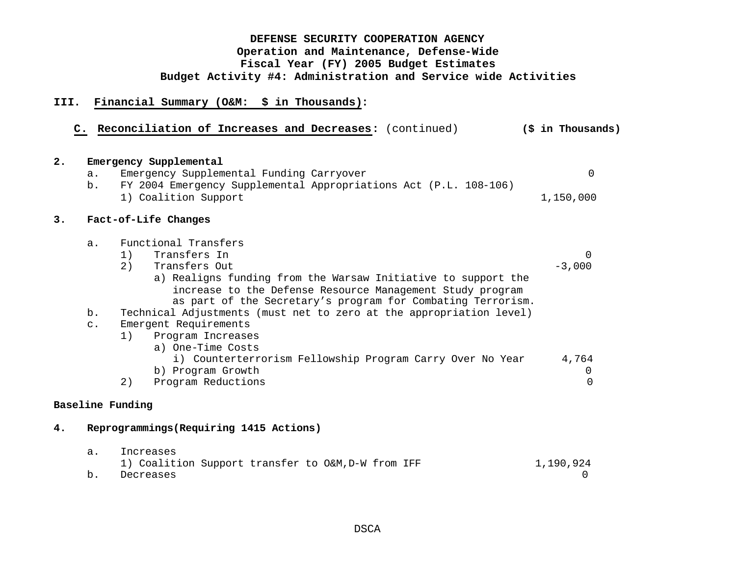**DEFENSE SECURITY COOPERATION AGENCY**
**Operation and Maintenance, Defense-Wide**
**Fiscal Year (FY) 2005 Budget Estimates**
**Budget Activity #4: Administration and Service wide Activities**

**III. Financial Summary (O&M: $ in Thousands):**

**C. Reconciliation of Increases and Decreases:** (continued) **($ in Thousands)**

| | ($ in Thousands) |
|---|---|
| **2. Emergency Supplemental** | |
| a. Emergency Supplemental Funding Carryover | 0 |
| b. FY 2004 Emergency Supplemental Appropriations Act (P.L. 108-106) | |
| 1) Coalition Support | 1,150,000 |
| **3. Fact-of-Life Changes** | |
| a. Functional Transfers | |
| 1) Transfers In | 0 |
| 2) Transfers Out | -3,000 |
| a) Realigns funding from the Warsaw Initiative to support the increase to the Defense Resource Management Study program as part of the Secretary's program for Combating Terrorism. | |
| b. Technical Adjustments (must net to zero at the appropriation level) | |
| c. Emergent Requirements | |
| 1) Program Increases | |
| a) One-Time Costs | |
| i) Counterterrorism Fellowship Program Carry Over No Year | 4,764 |
| b) Program Growth | 0 |
| 2) Program Reductions | 0 |
| **Baseline Funding** | |
| **4. Reprogrammings(Requiring 1415 Actions)** | |
| a. Increases | |
| 1) Coalition Support transfer to O&M,D-W from IFF | 1,190,924 |
| b. Decreases | 0 |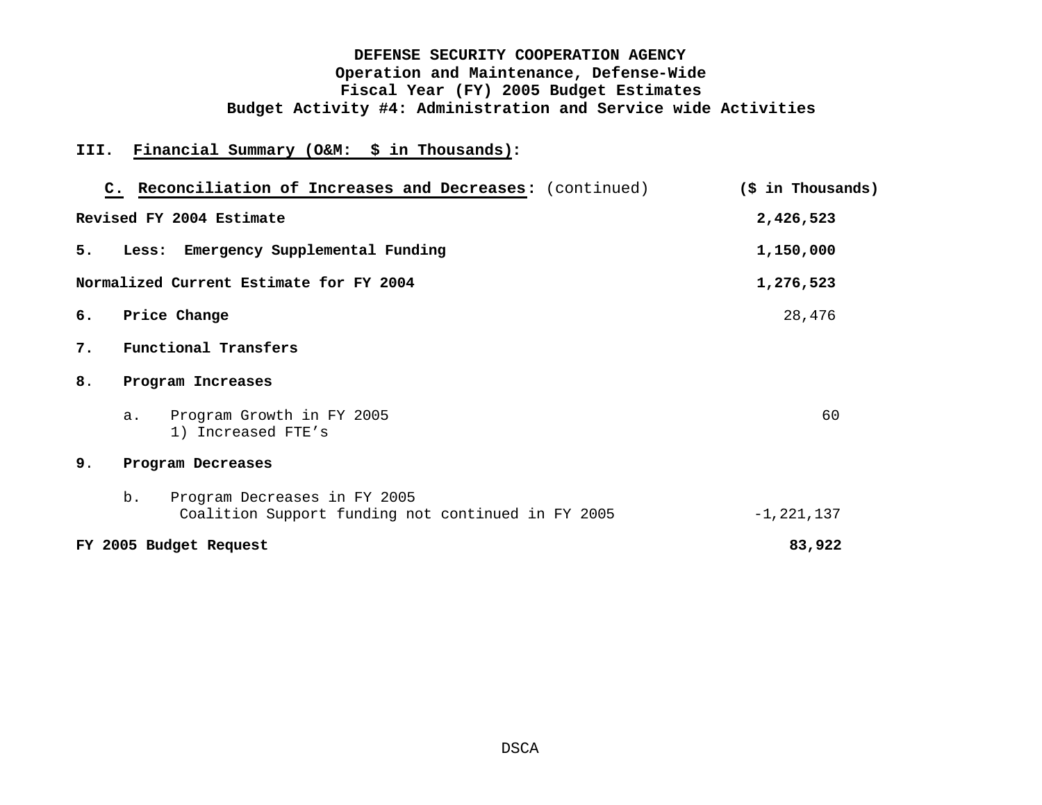**DEFENSE SECURITY COOPERATION AGENCY**
**Operation and Maintenance, Defense-Wide**
**Fiscal Year (FY) 2005 Budget Estimates**
**Budget Activity #4: Administration and Service wide Activities**

**III. Financial Summary (O&M: $ in Thousands):**

**C. Reconciliation of Increases and Decreases:** (continued)

| | **($ in Thousands)** |
|---|---|
| **Revised FY 2004 Estimate** | **2,426,523** |
| **5. Less: Emergency Supplemental Funding** | **1,150,000** |
| **Normalized Current Estimate for FY 2004** | **1,276,523** |
| **6. Price Change** | 28,476 |
| **7. Functional Transfers** | |
| **8. Program Increases** | |
| a. Program Growth in FY 2005<br>1) Increased FTE's | 60 |
| **9. Program Decreases** | |
| b. Program Decreases in FY 2005<br>Coalition Support funding not continued in FY 2005 | -1,221,137 |
| **FY 2005 Budget Request** | **83,922** |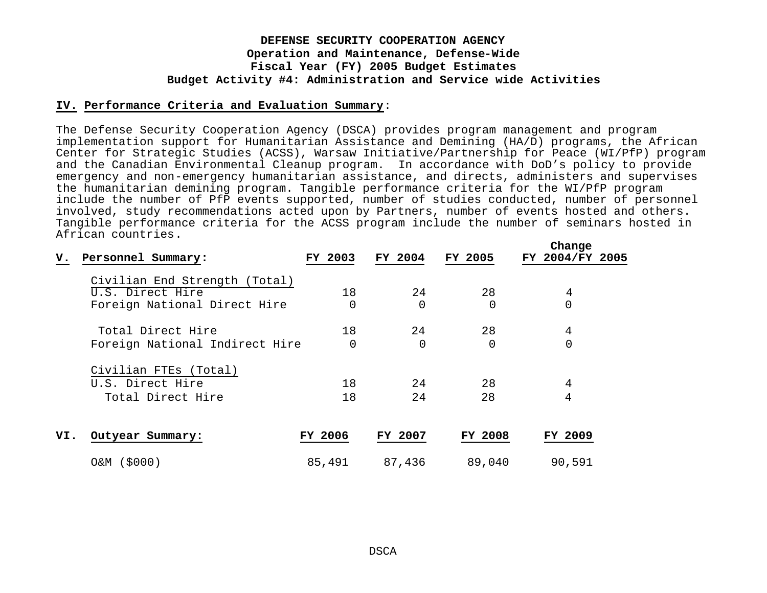**DEFENSE SECURITY COOPERATION AGENCY**
**Operation and Maintenance, Defense-Wide**
**Fiscal Year (FY) 2005 Budget Estimates**
**Budget Activity #4: Administration and Service wide Activities**

## IV. Performance Criteria and Evaluation Summary:

The Defense Security Cooperation Agency (DSCA) provides program management and program implementation support for Humanitarian Assistance and Demining (HA/D) programs, the African Center for Strategic Studies (ACSS), Warsaw Initiative/Partnership for Peace (WI/PfP) program and the Canadian Environmental Cleanup program. In accordance with DoD's policy to provide emergency and non-emergency humanitarian assistance, and directs, administers and supervises the humanitarian demining program. Tangible performance criteria for the WI/PfP program include the number of PfP events supported, number of studies conducted, number of personnel involved, study recommendations acted upon by Partners, number of events hosted and others. Tangible performance criteria for the ACSS program include the number of seminars hosted in African countries.

## V. Personnel Summary:

| | FY 2003 | FY 2004 | FY 2005 | Change FY 2004/FY 2005 |
|---|---|---|---|---|
| Civilian End Strength (Total) | | | | |
| U.S. Direct Hire | 18 | 24 | 28 | 4 |
| Foreign National Direct Hire | 0 | 0 | 0 | 0 |
| Total Direct Hire | 18 | 24 | 28 | 4 |
| Foreign National Indirect Hire | 0 | 0 | 0 | 0 |
| Civilian FTEs (Total) | | | | |
| U.S. Direct Hire | 18 | 24 | 28 | 4 |
| Total Direct Hire | 18 | 24 | 28 | 4 |

## VI. Outyear Summary:

| | FY 2006 | FY 2007 | FY 2008 | FY 2009 |
|---|---|---|---|---|
| O&M ($000) | 85,491 | 87,436 | 89,040 | 90,591 |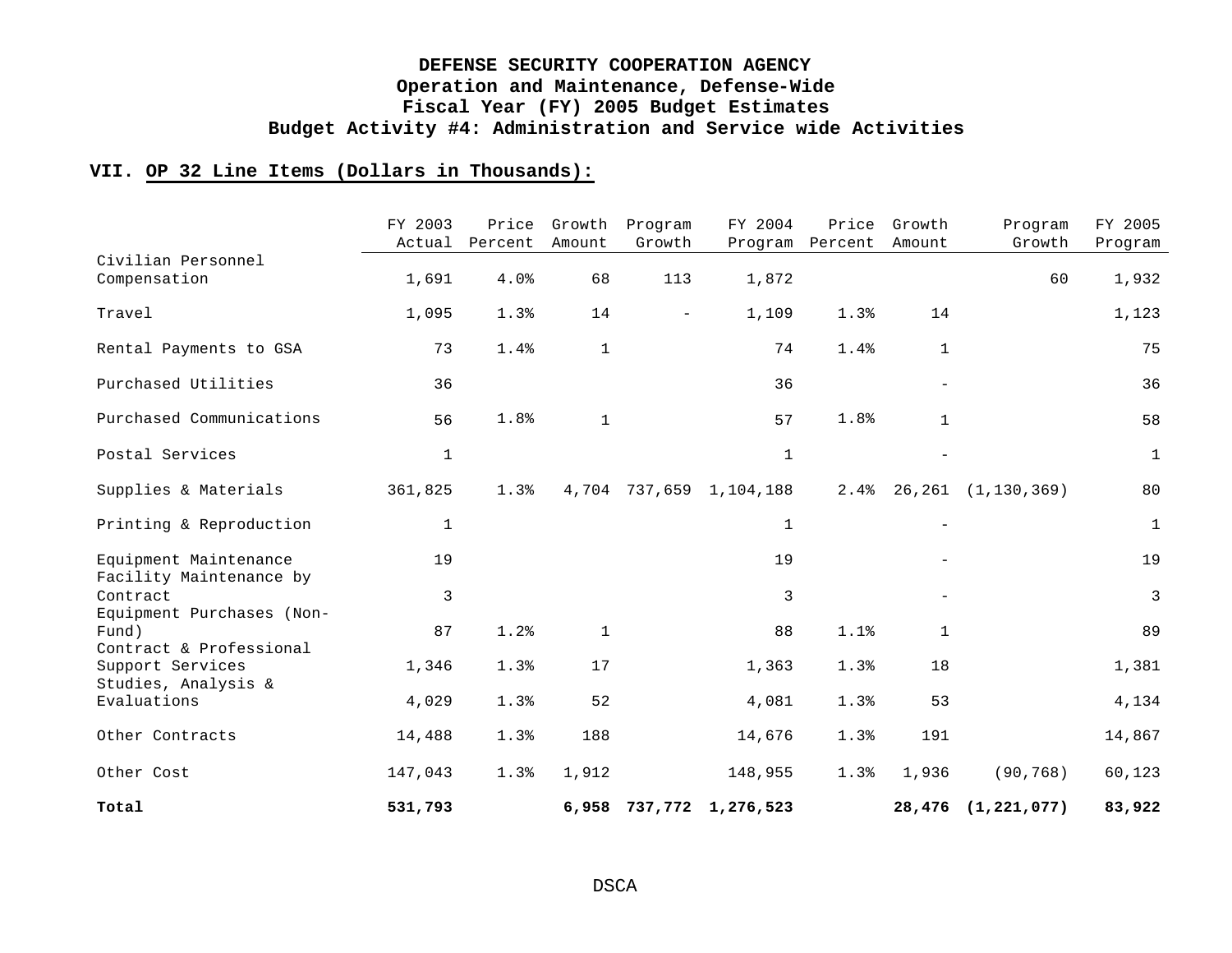# DEFENSE SECURITY COOPERATION AGENCY
## Operation and Maintenance, Defense-Wide
## Fiscal Year (FY) 2005 Budget Estimates
## Budget Activity #4: Administration and Service wide Activities

### VII. OP 32 Line Items (Dollars in Thousands):

| | FY 2003 Actual | Price Percent | Growth Amount | Program Growth | FY 2004 Program | Price Percent | Growth Amount | Program Growth | FY 2005 Program |
|---|---|---|---|---|---|---|---|---|---|
| Civilian Personnel Compensation | 1,691 | 4.0% | 68 | 113 | 1,872 | | | 60 | 1,932 |
| Travel | 1,095 | 1.3% | 14 | - | 1,109 | 1.3% | 14 | | 1,123 |
| Rental Payments to GSA | 73 | 1.4% | 1 | | 74 | 1.4% | 1 | | 75 |
| Purchased Utilities | 36 | | | | 36 | | - | | 36 |
| Purchased Communications | 56 | 1.8% | 1 | | 57 | 1.8% | 1 | | 58 |
| Postal Services | 1 | | | | 1 | | - | | 1 |
| Supplies & Materials | 361,825 | 1.3% | 4,704 | 737,659 | 1,104,188 | 2.4% | 26,261 | (1,130,369) | 80 |
| Printing & Reproduction | 1 | | | | 1 | | - | | 1 |
| Equipment Maintenance | 19 | | | | 19 | | - | | 19 |
| Facility Maintenance by Contract | 3 | | | | 3 | | - | | 3 |
| Equipment Purchases (Non-Fund) | 87 | 1.2% | 1 | | 88 | 1.1% | 1 | | 89 |
| Contract & Professional Support Services | 1,346 | 1.3% | 17 | | 1,363 | 1.3% | 18 | | 1,381 |
| Studies, Analysis & Evaluations | 4,029 | 1.3% | 52 | | 4,081 | 1.3% | 53 | | 4,134 |
| Other Contracts | 14,488 | 1.3% | 188 | | 14,676 | 1.3% | 191 | | 14,867 |
| Other Cost | 147,043 | 1.3% | 1,912 | | 148,955 | 1.3% | 1,936 | (90,768) | 60,123 |
| **Total** | **531,793** | | **6,958** | **737,772** | **1,276,523** | | **28,476** | **(1,221,077)** | **83,922** |